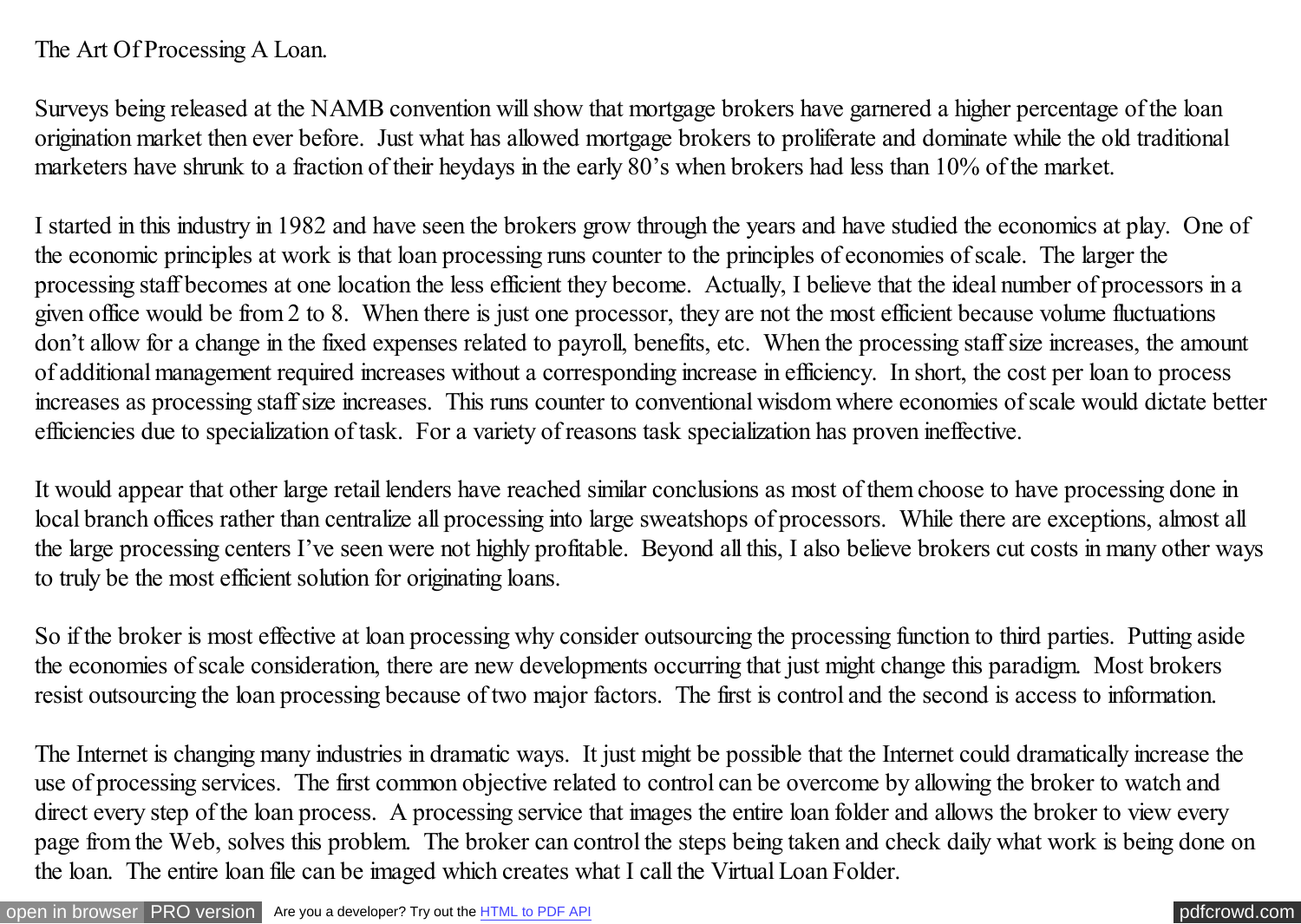# The Art Of Processing A Loan.

Surveys being released at the NAMB convention will show that mortgage brokers have garnered a higher percentage of the loan origination market then ever before. Just what has allowed mortgage brokers to proliferate and dominate while the old traditional marketers have shrunk to a fraction of their heydays in the early 80's when brokers had less than 10% of the market.

I started in this industry in 1982 and have seen the brokers grow through the years and have studied the economics at play. One of the economic principles at work is that loan processing runs counter to the principles of economies of scale. The larger the processing staff becomes at one location the less efficient they become. Actually, I believe that the ideal number of processors in a given office would be from 2 to 8. When there is just one processor, they are not the most efficient because volume fluctuations don't allow for a change in the fixed expenses related to payroll, benefits, etc. When the processing staff size increases, the amount of additional management required increases without a corresponding increase in efficiency. In short, the cost per loan to process increases as processing staff size increases. This runs counter to conventional wisdom where economies of scale would dictate better efficiencies due to specialization of task. For a variety of reasons task specialization has proven ineffective.

It would appear that other large retail lenders have reached similar conclusions as most of them choose to have processing done in local branch offices rather than centralize all processing into large sweatshops of processors. While there are exceptions, almost all the large processing centers I've seen were not highly profitable. Beyond all this, I also believe brokers cut costs in many other ways to truly be the most efficient solution for originating loans.

So if the broker is most effective at loan processing why consider outsourcing the processing function to third parties. Putting aside the economies of scale consideration, there are new developments occurring that just might change this paradigm. Most brokers resist outsourcing the loan processing because of two major factors. The first is control and the second is access to information.

The Internet is changing many industries in dramatic ways. It just might be possible that the Internet could dramatically increase the use of processing services. The first common objective related to control can be overcome by allowing the broker to watch and direct every step of the loan process. A processing service that images the entire loan folder and allows the broker to view every page from the Web, solves this problem. The broker can control the steps being taken and check daily what work is being done on the loan. The entire loan file can be imaged which creates what I call the Virtual Loan Folder.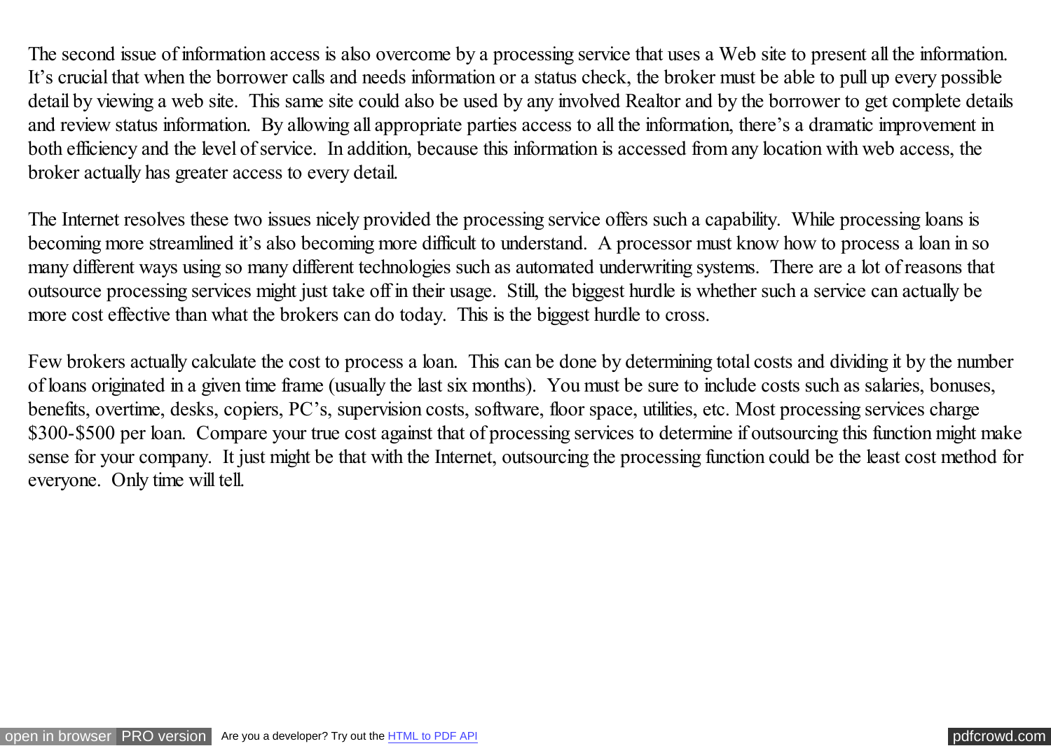The second issue of information access is also overcome by a processing service that uses a Web site to present all the information. It's crucial that when the borrower calls and needs information or a status check, the broker must be able to pull up every possible detail by viewing a web site. This same site could also be used by any involved Realtor and by the borrower to get complete details and review status information. By allowing all appropriate parties access to all the information, there's a dramatic improvement in both efficiency and the level of service. In addition, because this information is accessed from any location with web access, the broker actually has greater access to every detail.

The Internet resolves these two issues nicely provided the processing service offers such a capability. While processing loans is becoming more streamlined it's also becoming more difficult to understand. A processor must know how to process a loan in so many different ways using so many different technologies such as automated underwriting systems. There are a lot of reasons that outsource processing services might just take off in their usage. Still, the biggest hurdle is whether such a service can actually be more cost effective than what the brokers can do today. This is the biggest hurdle to cross.

Few brokers actually calculate the cost to process a loan. This can be done by determining total costs and dividing it by the number of loans originated in a given time frame (usually the last six months). You must be sure to include costs such as salaries, bonuses, benefits, overtime, desks, copiers, PC's, supervision costs, software, floor space, utilities, etc. Most processing services charge $300-$500 per loan. Compare your true cost against that of processing services to determine if outsourcing this function might make sense for your company. It just might be that with the Internet, outsourcing the processing function could be the least cost method for everyone. Only time will tell.